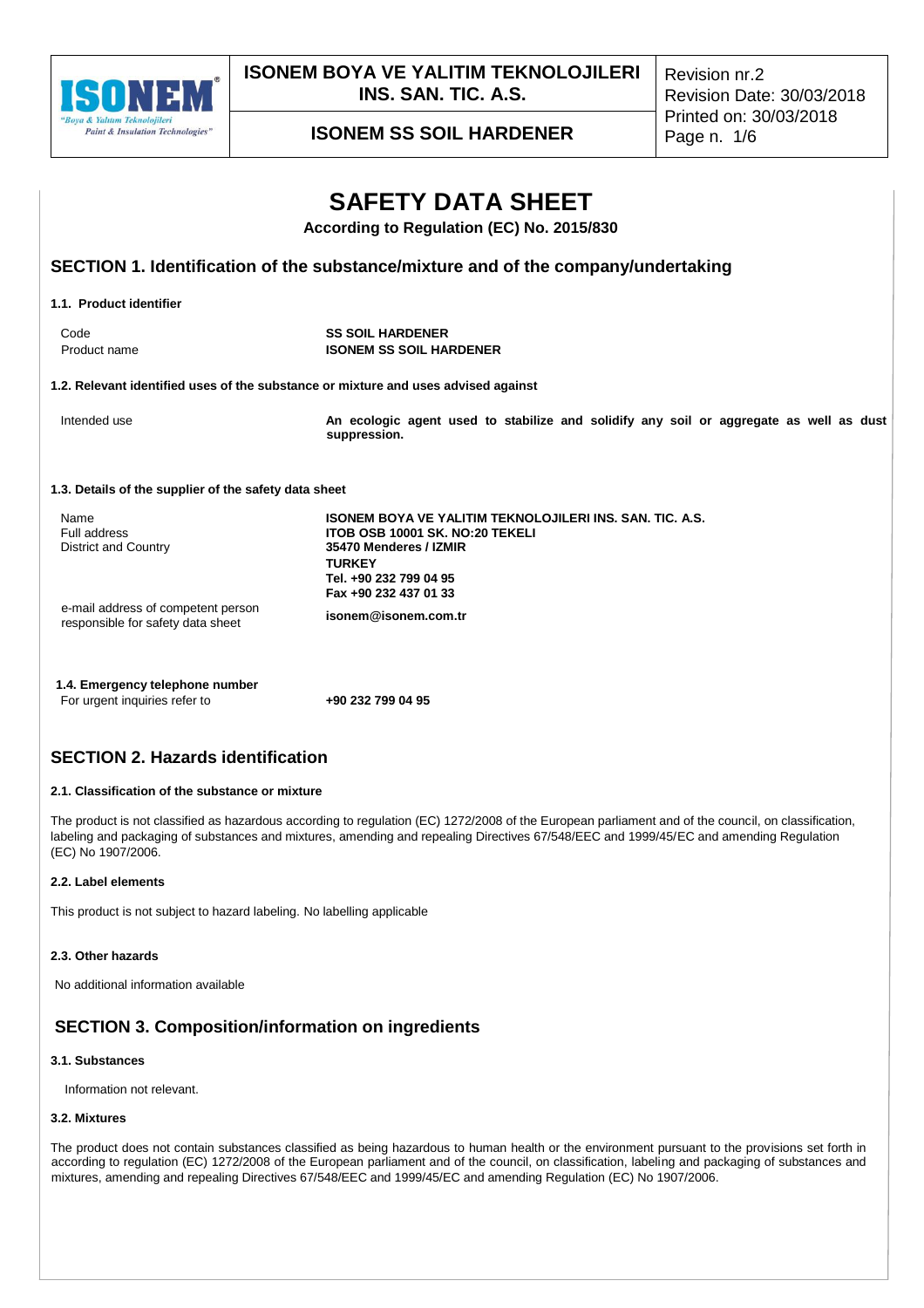# SAFETY DATA SHEET

**According to Regulation (EC) No. 2015/830**

## SECTION 1. Identification of the substance/mixture and of the company/undertaking

### 1.1. Product identifier

| | |
|---|---|
| Code | **SS SOIL HARDENER** |
| Product name | **ISONEM SS SOIL HARDENER** |

### 1.2. Relevant identified uses of the substance or mixture and uses advised against

| | |
|---|---|
| Intended use | **An ecologic agent used to stabilize and solidify any soil or aggregate as well as dust suppression.** |

### 1.3. Details of the supplier of the safety data sheet

| | |
|---|---|
| Name | **ISONEM BOYA VE YALITIM TEKNOLOJILERI INS. SAN. TIC. A.S.** |
| Full address | **ITOB OSB 10001 SK. NO:20 TEKELI** |
| District and Country | **35470 Menderes / IZMIR** |
| | **TURKEY** |
| | **Tel. +90 232 799 04 95** |
| | **Fax +90 232 437 01 33** |
| e-mail address of competent person responsible for safety data sheet | **isonem@isonem.com.tr** |

### 1.4. Emergency telephone number

| | |
|---|---|
| For urgent inquiries refer to | **+90 232 799 04 95** |

## SECTION 2. Hazards identification

### 2.1. Classification of the substance or mixture

The product is not classified as hazardous according to regulation (EC) 1272/2008 of the European parliament and of the council, on classification, labeling and packaging of substances and mixtures, amending and repealing Directives 67/548/EEC and 1999/45/EC and amending Regulation (EC) No 1907/2006.

### 2.2. Label elements

This product is not subject to hazard labeling. No labelling applicable

### 2.3. Other hazards

No additional information available

## SECTION 3. Composition/information on ingredients

### 3.1. Substances

Information not relevant.

### 3.2. Mixtures

The product does not contain substances classified as being hazardous to human health or the environment pursuant to the provisions set forth in according to regulation (EC) 1272/2008 of the European parliament and of the council, on classification, labeling and packaging of substances and mixtures, amending and repealing Directives 67/548/EEC and 1999/45/EC and amending Regulation (EC) No 1907/2006.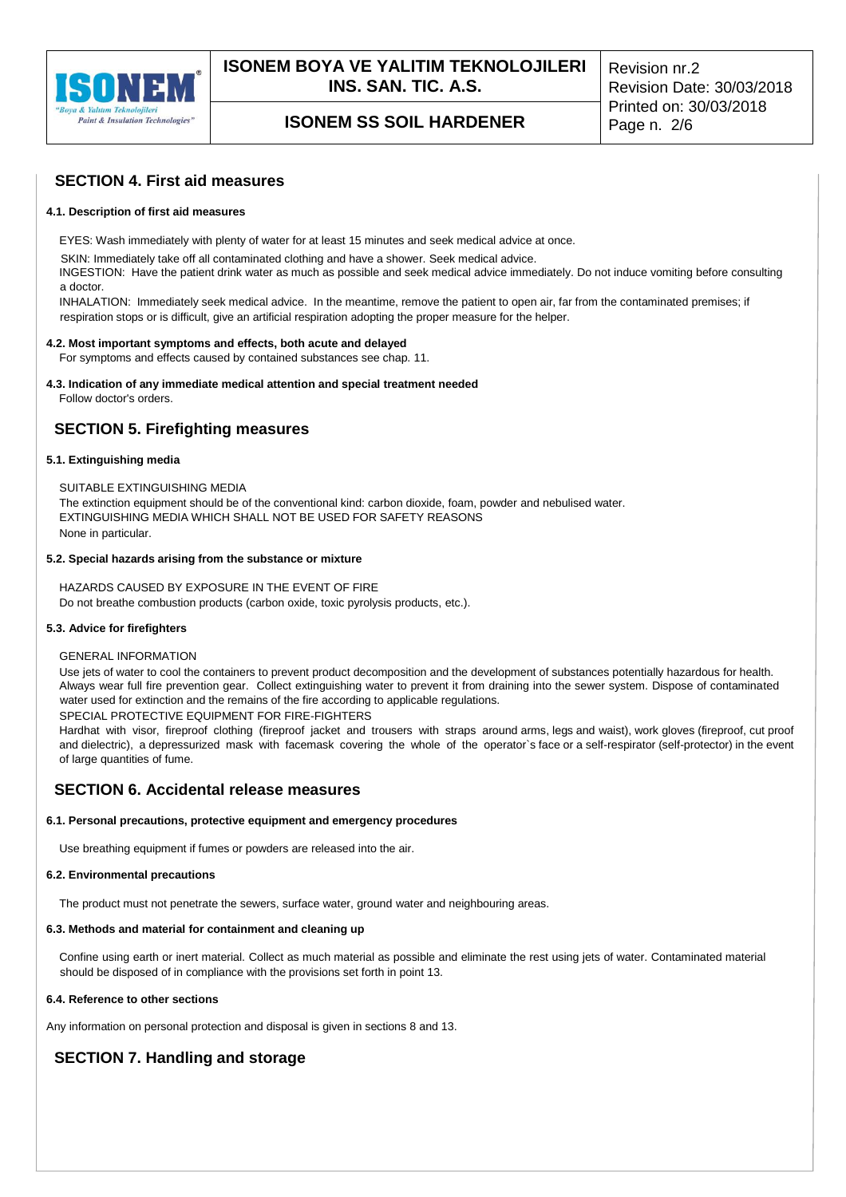## SECTION 4. First aid measures

#### 4.1. Description of first aid measures

EYES: Wash immediately with plenty of water for at least 15 minutes and seek medical advice at once.

SKIN: Immediately take off all contaminated clothing and have a shower. Seek medical advice.

INGESTION: Have the patient drink water as much as possible and seek medical advice immediately. Do not induce vomiting before consulting a doctor.

INHALATION: Immediately seek medical advice. In the meantime, remove the patient to open air, far from the contaminated premises; if respiration stops or is difficult, give an artificial respiration adopting the proper measure for the helper.

#### 4.2. Most important symptoms and effects, both acute and delayed

For symptoms and effects caused by contained substances see chap. 11.

#### 4.3. Indication of any immediate medical attention and special treatment needed

Follow doctor's orders.

## SECTION 5. Firefighting measures

#### 5.1. Extinguishing media

SUITABLE EXTINGUISHING MEDIA

The extinction equipment should be of the conventional kind: carbon dioxide, foam, powder and nebulised water.

EXTINGUISHING MEDIA WHICH SHALL NOT BE USED FOR SAFETY REASONS

None in particular.

#### 5.2. Special hazards arising from the substance or mixture

HAZARDS CAUSED BY EXPOSURE IN THE EVENT OF FIRE

Do not breathe combustion products (carbon oxide, toxic pyrolysis products, etc.).

#### 5.3. Advice for firefighters

GENERAL INFORMATION

Use jets of water to cool the containers to prevent product decomposition and the development of substances potentially hazardous for health. Always wear full fire prevention gear. Collect extinguishing water to prevent it from draining into the sewer system. Dispose of contaminated water used for extinction and the remains of the fire according to applicable regulations.

SPECIAL PROTECTIVE EQUIPMENT FOR FIRE-FIGHTERS

Hardhat with visor, fireproof clothing (fireproof jacket and trousers with straps around arms, legs and waist), work gloves (fireproof, cut proof and dielectric), a depressurized mask with facemask covering the whole of the operator`s face or a self-respirator (self-protector) in the event of large quantities of fume.

## SECTION 6. Accidental release measures

#### 6.1. Personal precautions, protective equipment and emergency procedures

Use breathing equipment if fumes or powders are released into the air.

#### 6.2. Environmental precautions

The product must not penetrate the sewers, surface water, ground water and neighbouring areas.

#### 6.3. Methods and material for containment and cleaning up

Confine using earth or inert material. Collect as much material as possible and eliminate the rest using jets of water. Contaminated material should be disposed of in compliance with the provisions set forth in point 13.

#### 6.4. Reference to other sections

Any information on personal protection and disposal is given in sections 8 and 13.

## SECTION 7. Handling and storage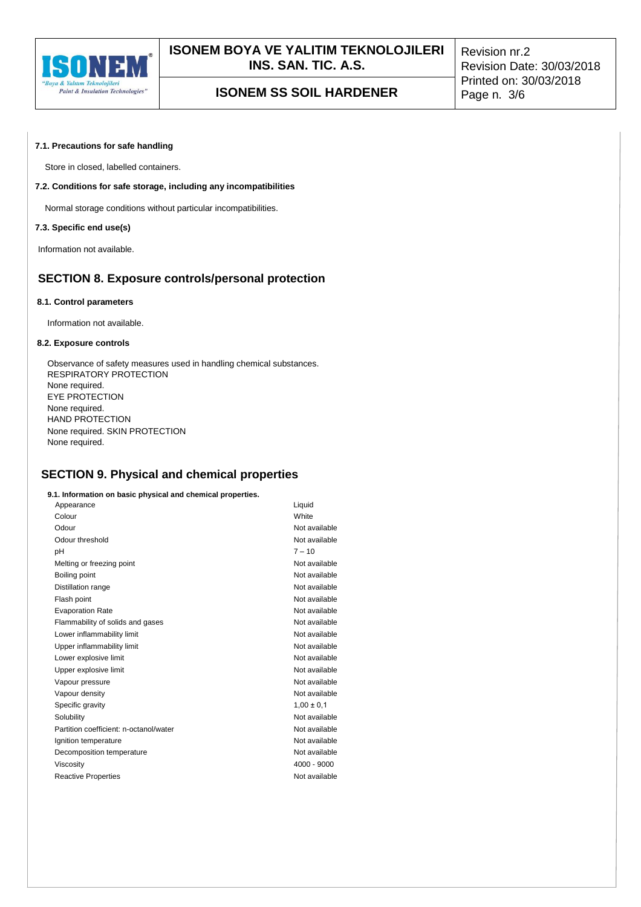### 7.1. Precautions for safe handling

Store in closed, labelled containers.

### 7.2. Conditions for safe storage, including any incompatibilities

Normal storage conditions without particular incompatibilities.

### 7.3. Specific end use(s)

Information not available.

## SECTION 8. Exposure controls/personal protection

### 8.1. Control parameters

Information not available.

### 8.2. Exposure controls

Observance of safety measures used in handling chemical substances.
RESPIRATORY PROTECTION
None required.
EYE PROTECTION
None required.
HAND PROTECTION
None required. SKIN PROTECTION
None required.

## SECTION 9. Physical and chemical properties

### 9.1. Information on basic physical and chemical properties.

| | |
|---|---|
| Appearance | Liquid |
| Colour | White |
| Odour | Not available |
| Odour threshold | Not available |
| pH | 7 – 10 |
| Melting or freezing point | Not available |
| Boiling point | Not available |
| Distillation range | Not available |
| Flash point | Not available |
| Evaporation Rate | Not available |
| Flammability of solids and gases | Not available |
| Lower inflammability limit | Not available |
| Upper inflammability limit | Not available |
| Lower explosive limit | Not available |
| Upper explosive limit | Not available |
| Vapour pressure | Not available |
| Vapour density | Not available |
| Specific gravity | 1,00 ± 0,1 |
| Solubility | Not available |
| Partition coefficient: n-octanol/water | Not available |
| Ignition temperature | Not available |
| Decomposition temperature | Not available |
| Viscosity | 4000 - 9000 |
| Reactive Properties | Not available |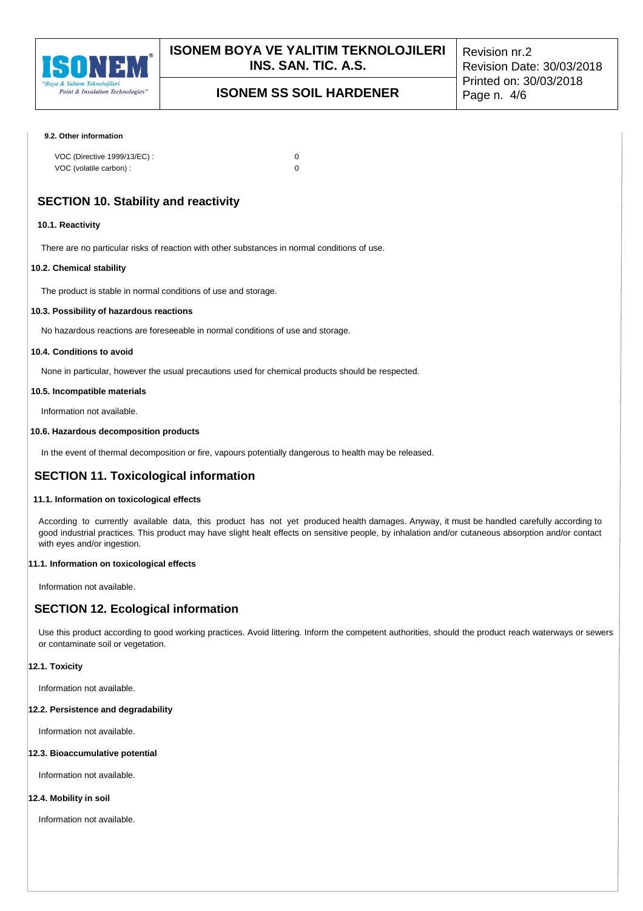**9.2. Other information**

| | |
|---|---|
| VOC (Directive 1999/13/EC) : | 0 |
| VOC (volatile carbon) : | 0 |

## SECTION 10. Stability and reactivity

**10.1. Reactivity**

There are no particular risks of reaction with other substances in normal conditions of use.

**10.2. Chemical stability**

The product is stable in normal conditions of use and storage.

**10.3. Possibility of hazardous reactions**

No hazardous reactions are foreseeable in normal conditions of use and storage.

**10.4. Conditions to avoid**

None in particular, however the usual precautions used for chemical products should be respected.

**10.5. Incompatible materials**

Information not available.

**10.6. Hazardous decomposition products**

In the event of thermal decomposition or fire, vapours potentially dangerous to health may be released.

## SECTION 11. Toxicological information

**11.1. Information on toxicological effects**

According to currently available data, this product has not yet produced health damages. Anyway, it must be handled carefully according to good industrial practices. This product may have slight healt effects on sensitive people, by inhalation and/or cutaneous absorption and/or contact with eyes and/or ingestion.

**11.1. Information on toxicological effects**

Information not available.

## SECTION 12. Ecological information

Use this product according to good working practices. Avoid littering. Inform the competent authorities, should the product reach waterways or sewers or contaminate soil or vegetation.

**12.1. Toxicity**

Information not available.

**12.2. Persistence and degradability**

Information not available.

**12.3. Bioaccumulative potential**

Information not available.

**12.4. Mobility in soil**

Information not available.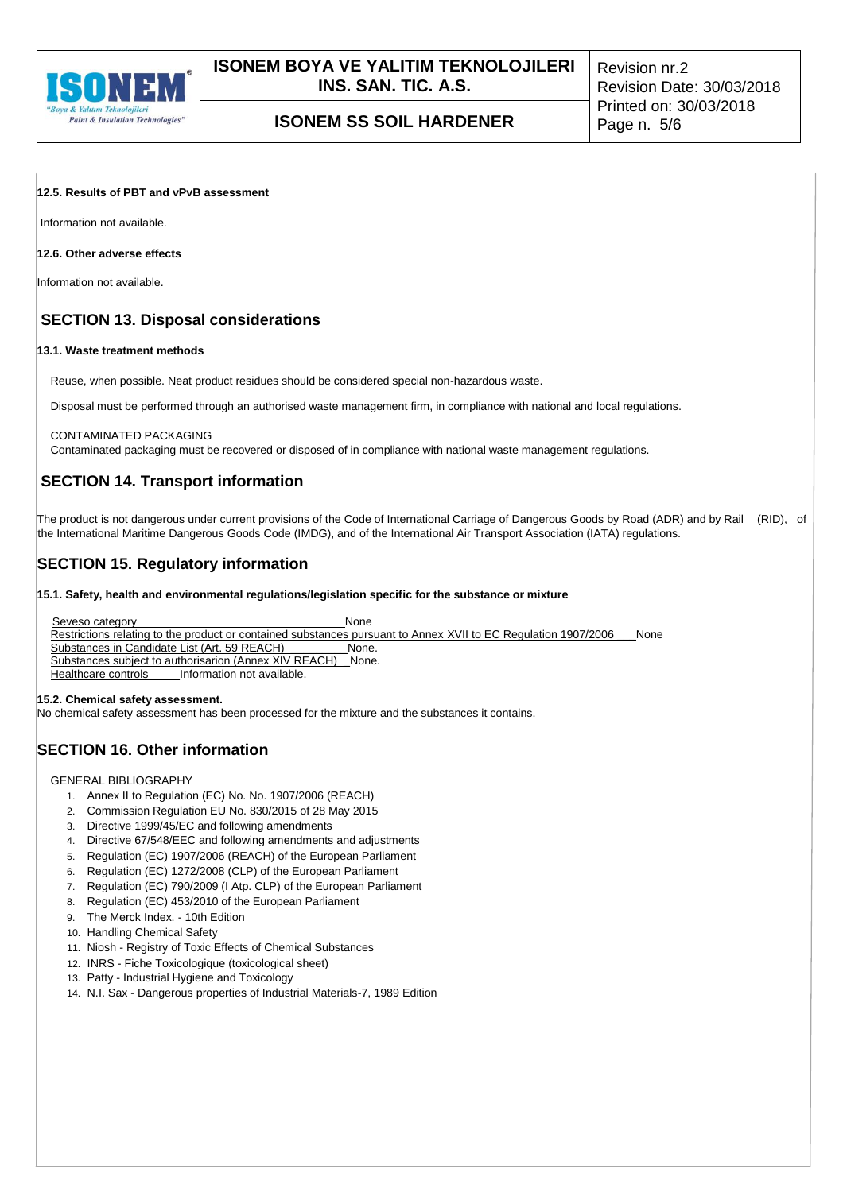**12.5. Results of PBT and vPvB assessment**

Information not available.

**12.6. Other adverse effects**

Information not available.

## SECTION 13. Disposal considerations

**13.1. Waste treatment methods**

Reuse, when possible. Neat product residues should be considered special non-hazardous waste.

Disposal must be performed through an authorised waste management firm, in compliance with national and local regulations.

CONTAMINATED PACKAGING
Contaminated packaging must be recovered or disposed of in compliance with national waste management regulations.

## SECTION 14. Transport information

The product is not dangerous under current provisions of the Code of International Carriage of Dangerous Goods by Road (ADR) and by Rail (RID), of the International Maritime Dangerous Goods Code (IMDG), and of the International Air Transport Association (IATA) regulations.

## SECTION 15. Regulatory information

**15.1. Safety, health and environmental regulations/legislation specific for the substance or mixture**

Seveso category None
Restrictions relating to the product or contained substances pursuant to Annex XVII to EC Regulation 1907/2006 None
Substances in Candidate List (Art. 59 REACH) None.
Substances subject to authorisarion (Annex XIV REACH) None.
Healthcare controls Information not available.

**15.2. Chemical safety assessment.**
No chemical safety assessment has been processed for the mixture and the substances it contains.

## SECTION 16. Other information

GENERAL BIBLIOGRAPHY

1. Annex II to Regulation (EC) No. No. 1907/2006 (REACH)
2. Commission Regulation EU No. 830/2015 of 28 May 2015
3. Directive 1999/45/EC and following amendments
4. Directive 67/548/EEC and following amendments and adjustments
5. Regulation (EC) 1907/2006 (REACH) of the European Parliament
6. Regulation (EC) 1272/2008 (CLP) of the European Parliament
7. Regulation (EC) 790/2009 (I Atp. CLP) of the European Parliament
8. Regulation (EC) 453/2010 of the European Parliament
9. The Merck Index. - 10th Edition
10. Handling Chemical Safety
11. Niosh - Registry of Toxic Effects of Chemical Substances
12. INRS - Fiche Toxicologique (toxicological sheet)
13. Patty - Industrial Hygiene and Toxicology
14. N.I. Sax - Dangerous properties of Industrial Materials-7, 1989 Edition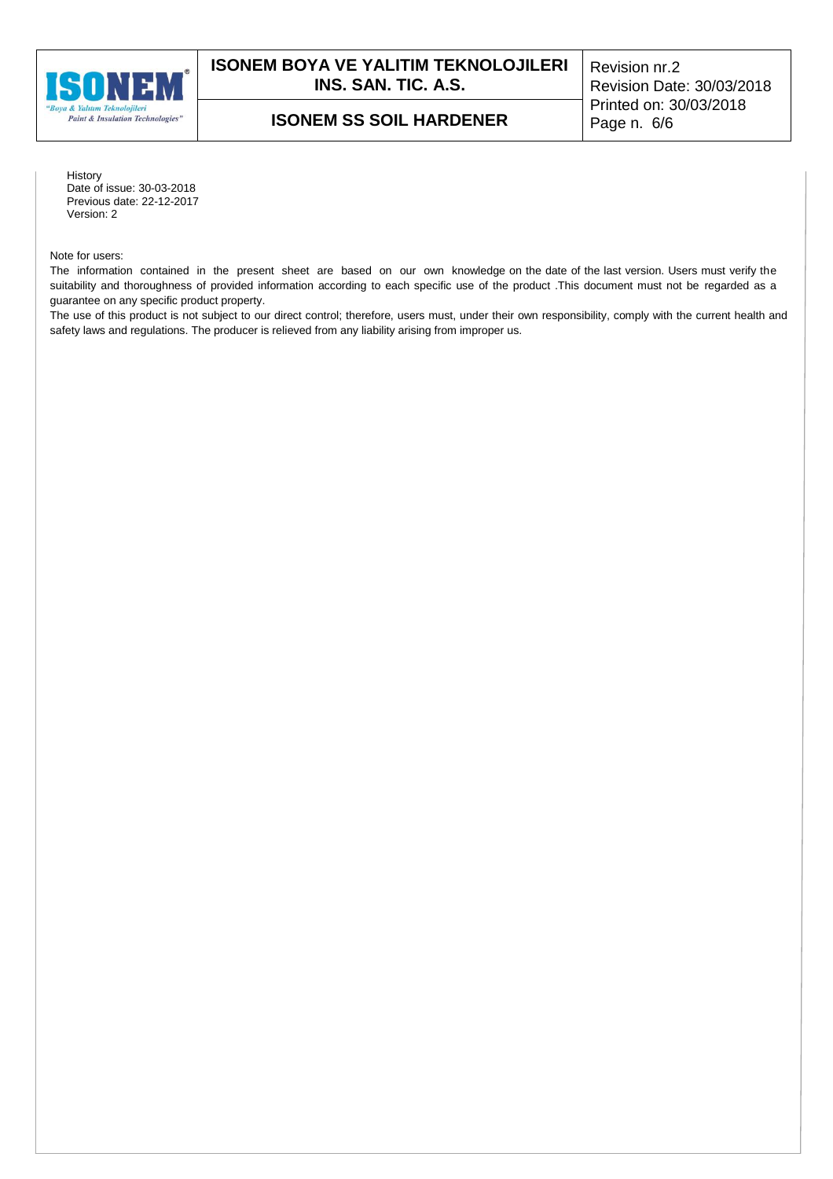History
Date of issue: 30-03-2018
Previous date: 22-12-2017
Version: 2

Note for users:

The information contained in the present sheet are based on our own knowledge on the date of the last version. Users must verify the suitability and thoroughness of provided information according to each specific use of the product .This document must not be regarded as a guarantee on any specific product property.

The use of this product is not subject to our direct control; therefore, users must, under their own responsibility, comply with the current health and safety laws and regulations. The producer is relieved from any liability arising from improper us.